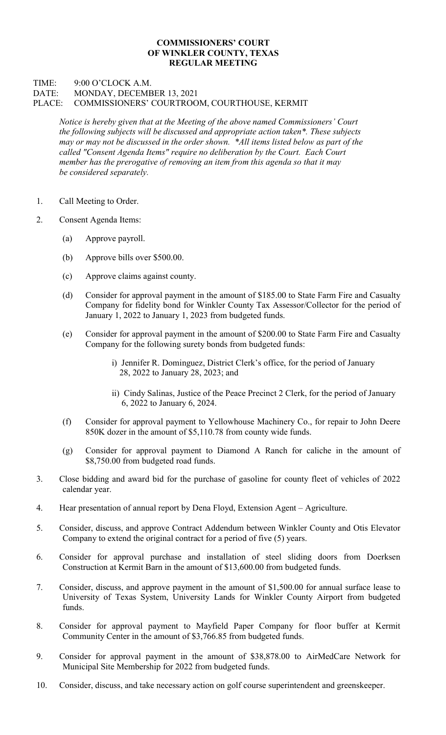# COMMISSIONERS' COURT
# OF WINKLER COUNTY, TEXAS
# REGULAR MEETING

TIME: 9:00 O'CLOCK A.M.
DATE: MONDAY, DECEMBER 13, 2021
PLACE: COMMISSIONERS' COURTROOM, COURTHOUSE, KERMIT

*Notice is hereby given that at the Meeting of the above named Commissioners' Court the following subjects will be discussed and appropriate action taken\*. These subjects may or may not be discussed in the order shown. \*All items listed below as part of the called "Consent Agenda Items" require no deliberation by the Court. Each Court member has the prerogative of removing an item from this agenda so that it may be considered separately.*

1. Call Meeting to Order.

2. Consent Agenda Items:

   (a) Approve payroll.

   (b) Approve bills over $500.00.

   (c) Approve claims against county.

   (d) Consider for approval payment in the amount of $185.00 to State Farm Fire and Casualty Company for fidelity bond for Winkler County Tax Assessor/Collector for the period of January 1, 2022 to January 1, 2023 from budgeted funds.

   (e) Consider for approval payment in the amount of $200.00 to State Farm Fire and Casualty Company for the following surety bonds from budgeted funds:

      i) Jennifer R. Dominguez, District Clerk's office, for the period of January 28, 2022 to January 28, 2023; and

      ii) Cindy Salinas, Justice of the Peace Precinct 2 Clerk, for the period of January 6, 2022 to January 6, 2024.

   (f) Consider for approval payment to Yellowhouse Machinery Co., for repair to John Deere 850K dozer in the amount of $5,110.78 from county wide funds.

   (g) Consider for approval payment to Diamond A Ranch for caliche in the amount of $8,750.00 from budgeted road funds.

3. Close bidding and award bid for the purchase of gasoline for county fleet of vehicles of 2022 calendar year.

4. Hear presentation of annual report by Dena Floyd, Extension Agent – Agriculture.

5. Consider, discuss, and approve Contract Addendum between Winkler County and Otis Elevator Company to extend the original contract for a period of five (5) years.

6. Consider for approval purchase and installation of steel sliding doors from Doerksen Construction at Kermit Barn in the amount of $13,600.00 from budgeted funds.

7. Consider, discuss, and approve payment in the amount of $1,500.00 for annual surface lease to University of Texas System, University Lands for Winkler County Airport from budgeted funds.

8. Consider for approval payment to Mayfield Paper Company for floor buffer at Kermit Community Center in the amount of $3,766.85 from budgeted funds.

9. Consider for approval payment in the amount of $38,878.00 to AirMedCare Network for Municipal Site Membership for 2022 from budgeted funds.

10. Consider, discuss, and take necessary action on golf course superintendent and greenskeeper.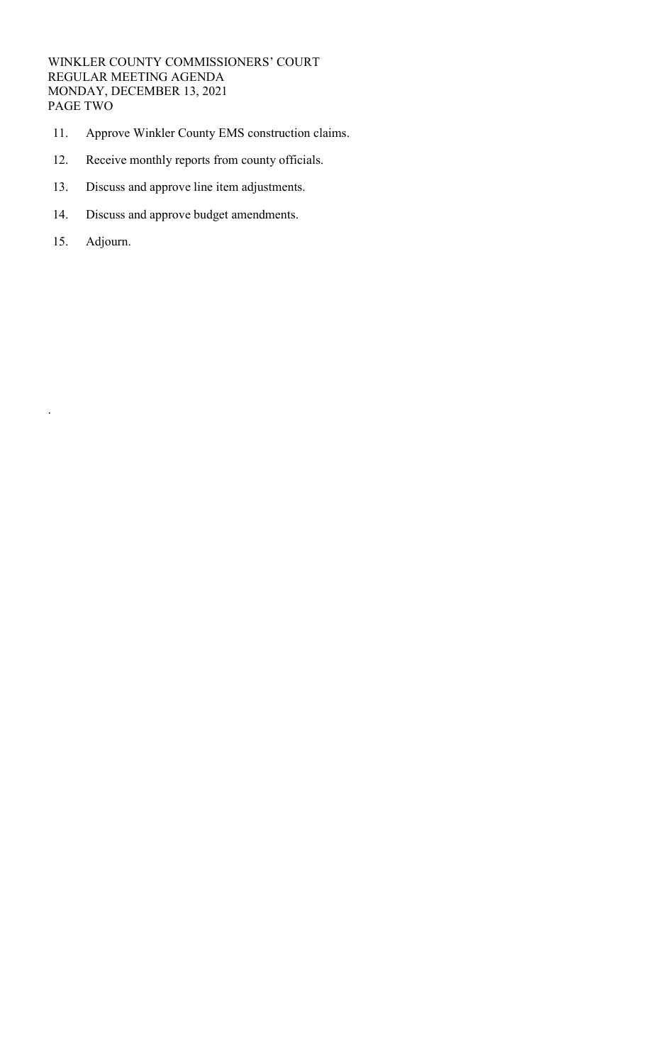WINKLER COUNTY COMMISSIONERS' COURT
REGULAR MEETING AGENDA
MONDAY, DECEMBER 13, 2021
PAGE TWO

11. Approve Winkler County EMS construction claims.

12. Receive monthly reports from county officials.

13. Discuss and approve line item adjustments.

14. Discuss and approve budget amendments.

15. Adjourn.

.